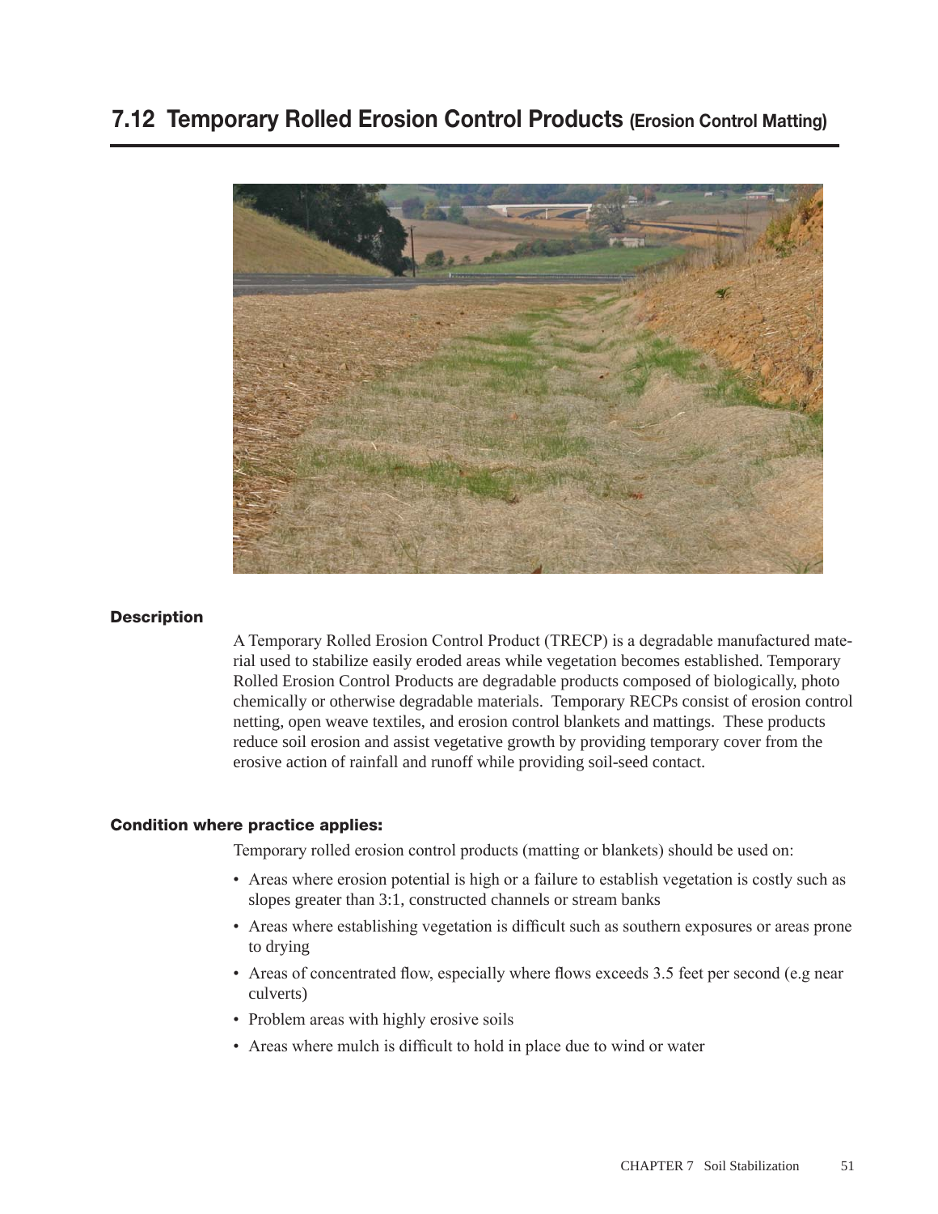## 7.12 Temporary Rolled Erosion Control Products (Erosion Control Matting)

**Description**

A Temporary Rolled Erosion Control Product (TRECP) is a degradable manufactured material used to stabilize easily eroded areas while vegetation becomes established. Temporary Rolled Erosion Control Products are degradable products composed of biologically, photo chemically or otherwise degradable materials. Temporary RECPs consist of erosion control netting, open weave textiles, and erosion control blankets and mattings. These products reduce soil erosion and assist vegetative growth by providing temporary cover from the erosive action of rainfall and runoff while providing soil-seed contact.

**Condition where practice applies:**

Temporary rolled erosion control products (matting or blankets) should be used on:

- Areas where erosion potential is high or a failure to establish vegetation is costly such as slopes greater than 3:1, constructed channels or stream banks
- Areas where establishing vegetation is difficult such as southern exposures or areas prone to drying
- Areas of concentrated flow, especially where flows exceeds 3.5 feet per second (e.g near culverts)
- Problem areas with highly erosive soils
- Areas where mulch is difficult to hold in place due to wind or water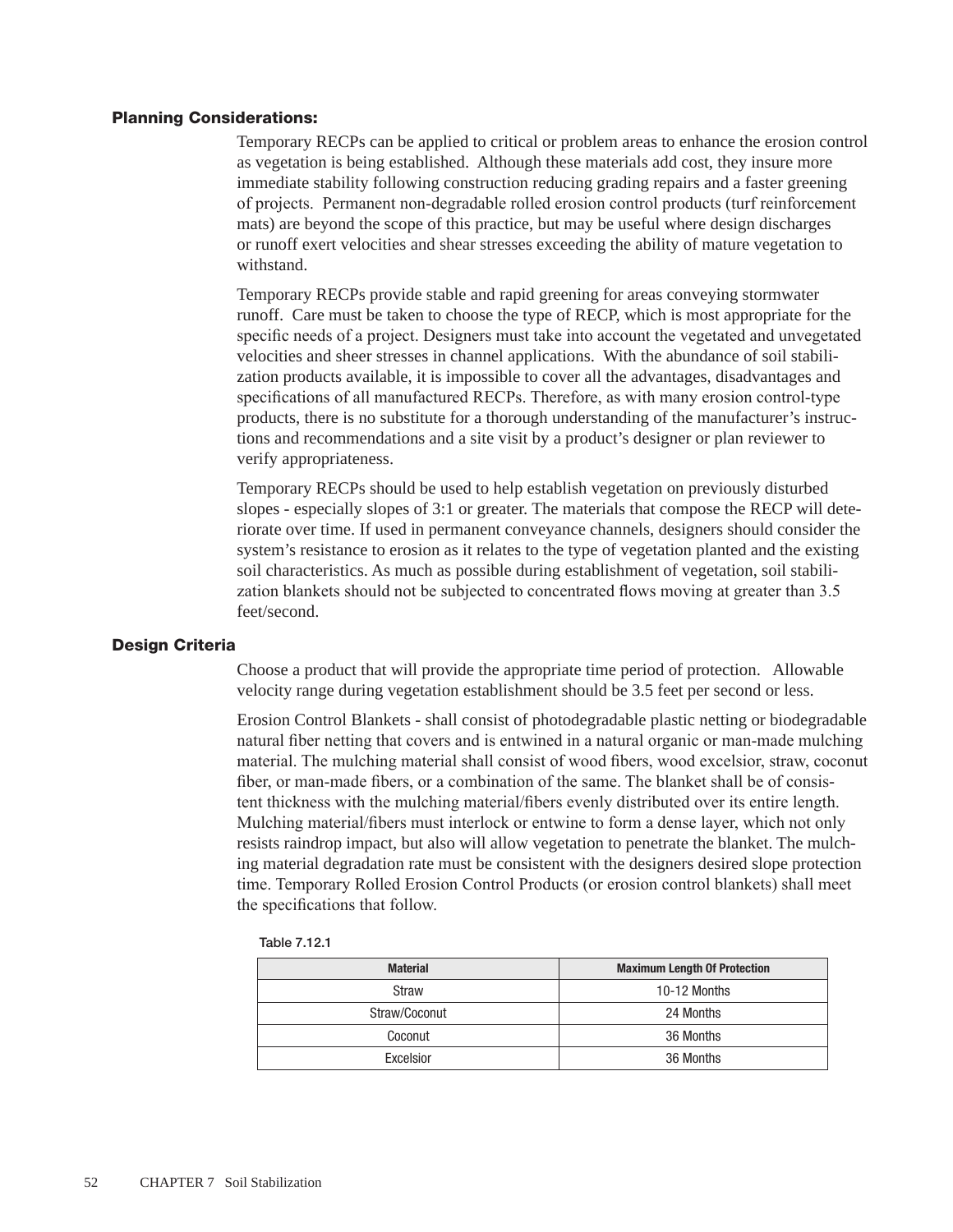### Planning Considerations:

Temporary RECPs can be applied to critical or problem areas to enhance the erosion control as vegetation is being established. Although these materials add cost, they insure more immediate stability following construction reducing grading repairs and a faster greening of projects. Permanent non-degradable rolled erosion control products (turf reinforcement mats) are beyond the scope of this practice, but may be useful where design discharges or runoff exert velocities and shear stresses exceeding the ability of mature vegetation to withstand.

Temporary RECPs provide stable and rapid greening for areas conveying stormwater runoff. Care must be taken to choose the type of RECP, which is most appropriate for the specific needs of a project. Designers must take into account the vegetated and unvegetated velocities and sheer stresses in channel applications. With the abundance of soil stabilization products available, it is impossible to cover all the advantages, disadvantages and specifications of all manufactured RECPs. Therefore, as with many erosion control-type products, there is no substitute for a thorough understanding of the manufacturer's instructions and recommendations and a site visit by a product's designer or plan reviewer to verify appropriateness.

Temporary RECPs should be used to help establish vegetation on previously disturbed slopes - especially slopes of 3:1 or greater. The materials that compose the RECP will deteriorate over time. If used in permanent conveyance channels, designers should consider the system's resistance to erosion as it relates to the type of vegetation planted and the existing soil characteristics. As much as possible during establishment of vegetation, soil stabilization blankets should not be subjected to concentrated flows moving at greater than 3.5 feet/second.

### Design Criteria

Choose a product that will provide the appropriate time period of protection. Allowable velocity range during vegetation establishment should be 3.5 feet per second or less.

Erosion Control Blankets - shall consist of photodegradable plastic netting or biodegradable natural fiber netting that covers and is entwined in a natural organic or man-made mulching material. The mulching material shall consist of wood fibers, wood excelsior, straw, coconut fiber, or man-made fibers, or a combination of the same. The blanket shall be of consistent thickness with the mulching material/fibers evenly distributed over its entire length. Mulching material/fibers must interlock or entwine to form a dense layer, which not only resists raindrop impact, but also will allow vegetation to penetrate the blanket. The mulching material degradation rate must be consistent with the designers desired slope protection time. Temporary Rolled Erosion Control Products (or erosion control blankets) shall meet the specifications that follow.

Table 7.12.1

| Material | Maximum Length Of Protection |
|---|---|
| Straw | 10-12 Months |
| Straw/Coconut | 24 Months |
| Coconut | 36 Months |
| Excelsior | 36 Months |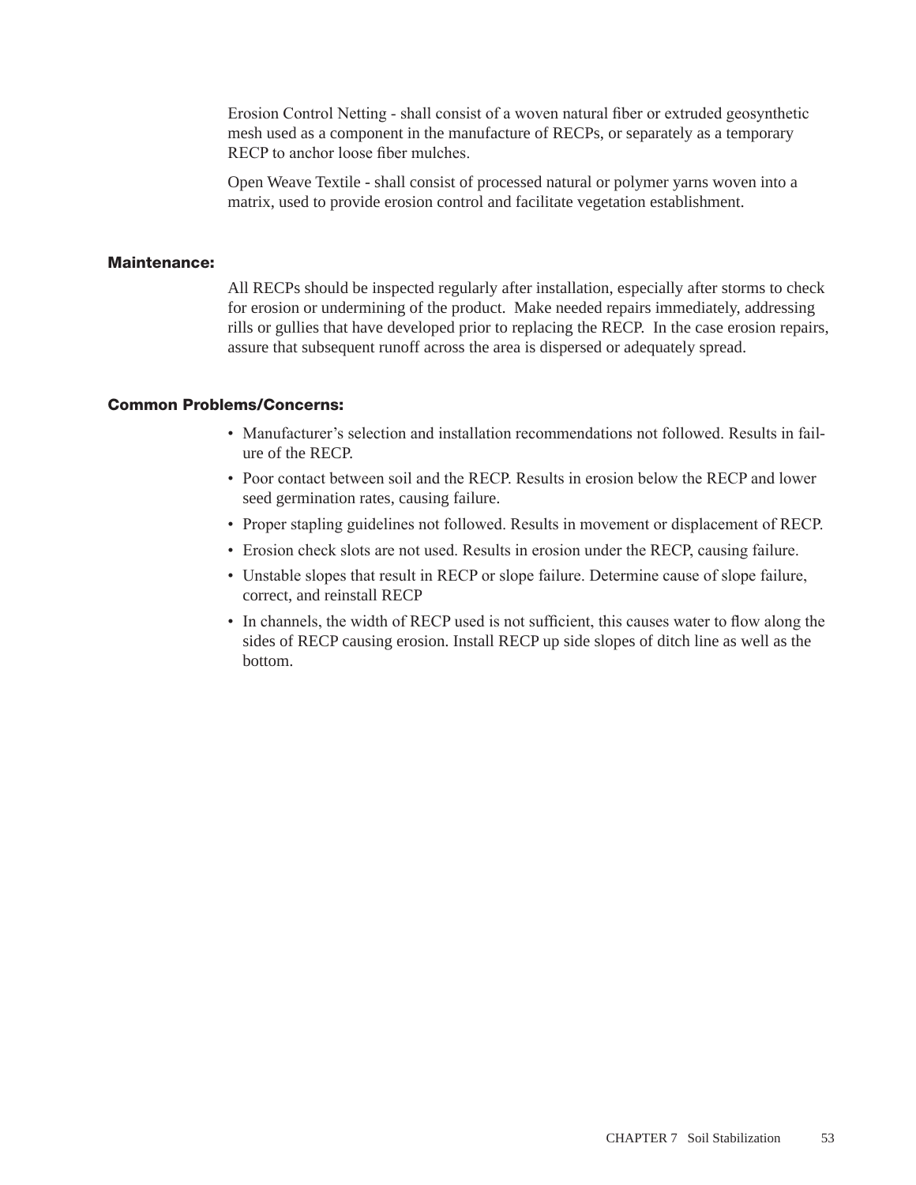Erosion Control Netting - shall consist of a woven natural fiber or extruded geosynthetic mesh used as a component in the manufacture of RECPs, or separately as a temporary RECP to anchor loose fiber mulches.

Open Weave Textile - shall consist of processed natural or polymer yarns woven into a matrix, used to provide erosion control and facilitate vegetation establishment.

### Maintenance:

All RECPs should be inspected regularly after installation, especially after storms to check for erosion or undermining of the product. Make needed repairs immediately, addressing rills or gullies that have developed prior to replacing the RECP. In the case erosion repairs, assure that subsequent runoff across the area is dispersed or adequately spread.

### Common Problems/Concerns:

- Manufacturer's selection and installation recommendations not followed. Results in failure of the RECP.
- Poor contact between soil and the RECP. Results in erosion below the RECP and lower seed germination rates, causing failure.
- Proper stapling guidelines not followed. Results in movement or displacement of RECP.
- Erosion check slots are not used. Results in erosion under the RECP, causing failure.
- Unstable slopes that result in RECP or slope failure. Determine cause of slope failure, correct, and reinstall RECP
- In channels, the width of RECP used is not sufficient, this causes water to flow along the sides of RECP causing erosion. Install RECP up side slopes of ditch line as well as the bottom.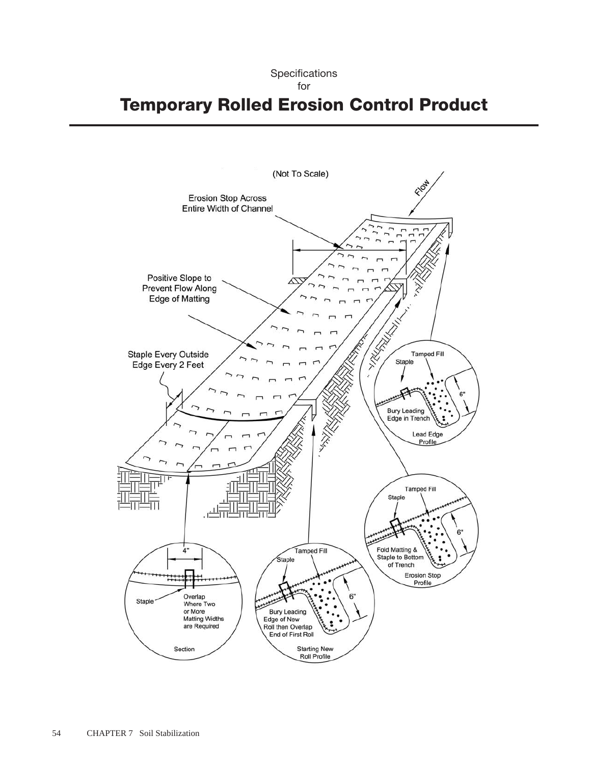Specifications
for

# Temporary Rolled Erosion Control Product

(Not To Scale)

Flow

Erosion Stop Across Entire Width of Channel

Positive Slope to Prevent Flow Along Edge of Matting

Staple Every Outside Edge Every 2 Feet

Tamped Fill

Staple

6"

Bury Leading Edge in Trench

Lead Edge Profile

Tamped Fill

Staple

6"

Fold Matting & Staple to Bottom of Trench

Erosion Stop Profile

4"

Staple

Overlap Where Two or More Matting Widths are Required

Section

Tamped Fill

Staple

6"

Bury Leading Edge of New Roll then Overlap End of First Roll

Starting New Roll Profile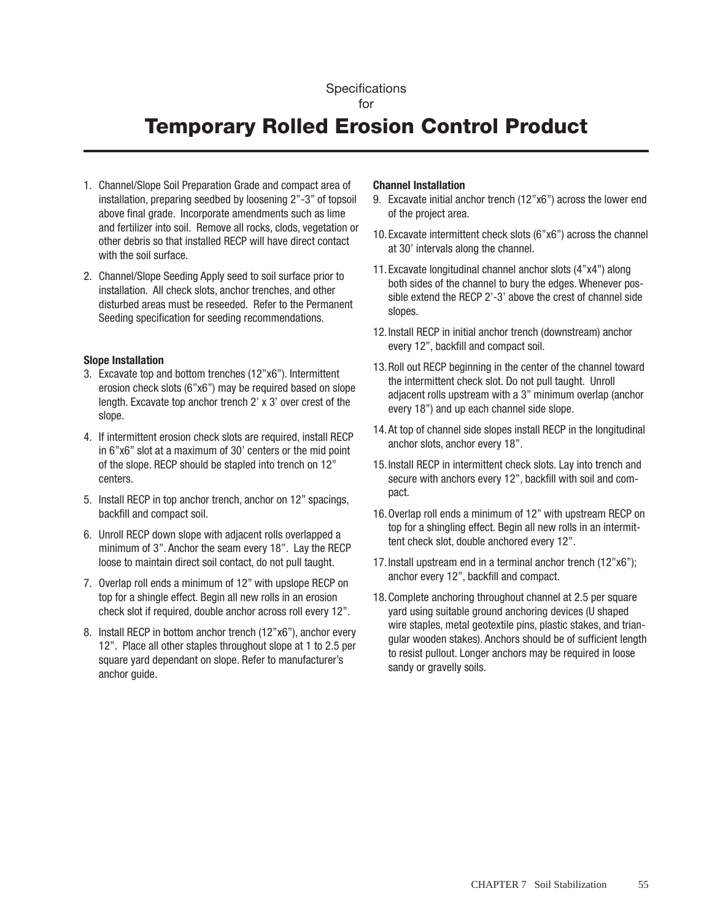Specifications

for

# Temporary Rolled Erosion Control Product

1. Channel/Slope Soil Preparation Grade and compact area of installation, preparing seedbed by loosening 2"-3" of topsoil above final grade. Incorporate amendments such as lime and fertilizer into soil. Remove all rocks, clods, vegetation or other debris so that installed RECP will have direct contact with the soil surface.
2. Channel/Slope Seeding Apply seed to soil surface prior to installation. All check slots, anchor trenches, and other disturbed areas must be reseeded. Refer to the Permanent Seeding specification for seeding recommendations.

**Slope Installation**

3. Excavate top and bottom trenches (12"x6"). Intermittent erosion check slots (6"x6") may be required based on slope length. Excavate top anchor trench 2' x 3' over crest of the slope.
4. If intermittent erosion check slots are required, install RECP in 6"x6" slot at a maximum of 30' centers or the mid point of the slope. RECP should be stapled into trench on 12" centers.
5. Install RECP in top anchor trench, anchor on 12" spacings, backfill and compact soil.
6. Unroll RECP down slope with adjacent rolls overlapped a minimum of 3". Anchor the seam every 18". Lay the RECP loose to maintain direct soil contact, do not pull taught.
7. Overlap roll ends a minimum of 12" with upslope RECP on top for a shingle effect. Begin all new rolls in an erosion check slot if required, double anchor across roll every 12".
8. Install RECP in bottom anchor trench (12"x6"), anchor every 12". Place all other staples throughout slope at 1 to 2.5 per square yard dependant on slope. Refer to manufacturer's anchor guide.

**Channel Installation**

9. Excavate initial anchor trench (12"x6") across the lower end of the project area.
10. Excavate intermittent check slots (6"x6") across the channel at 30' intervals along the channel.
11. Excavate longitudinal channel anchor slots (4"x4") along both sides of the channel to bury the edges. Whenever possible extend the RECP 2'-3' above the crest of channel side slopes.
12. Install RECP in initial anchor trench (downstream) anchor every 12", backfill and compact soil.
13. Roll out RECP beginning in the center of the channel toward the intermittent check slot. Do not pull taught. Unroll adjacent rolls upstream with a 3" minimum overlap (anchor every 18") and up each channel side slope.
14. At top of channel side slopes install RECP in the longitudinal anchor slots, anchor every 18".
15. Install RECP in intermittent check slots. Lay into trench and secure with anchors every 12", backfill with soil and compact.
16. Overlap roll ends a minimum of 12" with upstream RECP on top for a shingling effect. Begin all new rolls in an intermittent check slot, double anchored every 12".
17. Install upstream end in a terminal anchor trench (12"x6"); anchor every 12", backfill and compact.
18. Complete anchoring throughout channel at 2.5 per square yard using suitable ground anchoring devices (U shaped wire staples, metal geotextile pins, plastic stakes, and triangular wooden stakes). Anchors should be of sufficient length to resist pullout. Longer anchors may be required in loose sandy or gravelly soils.